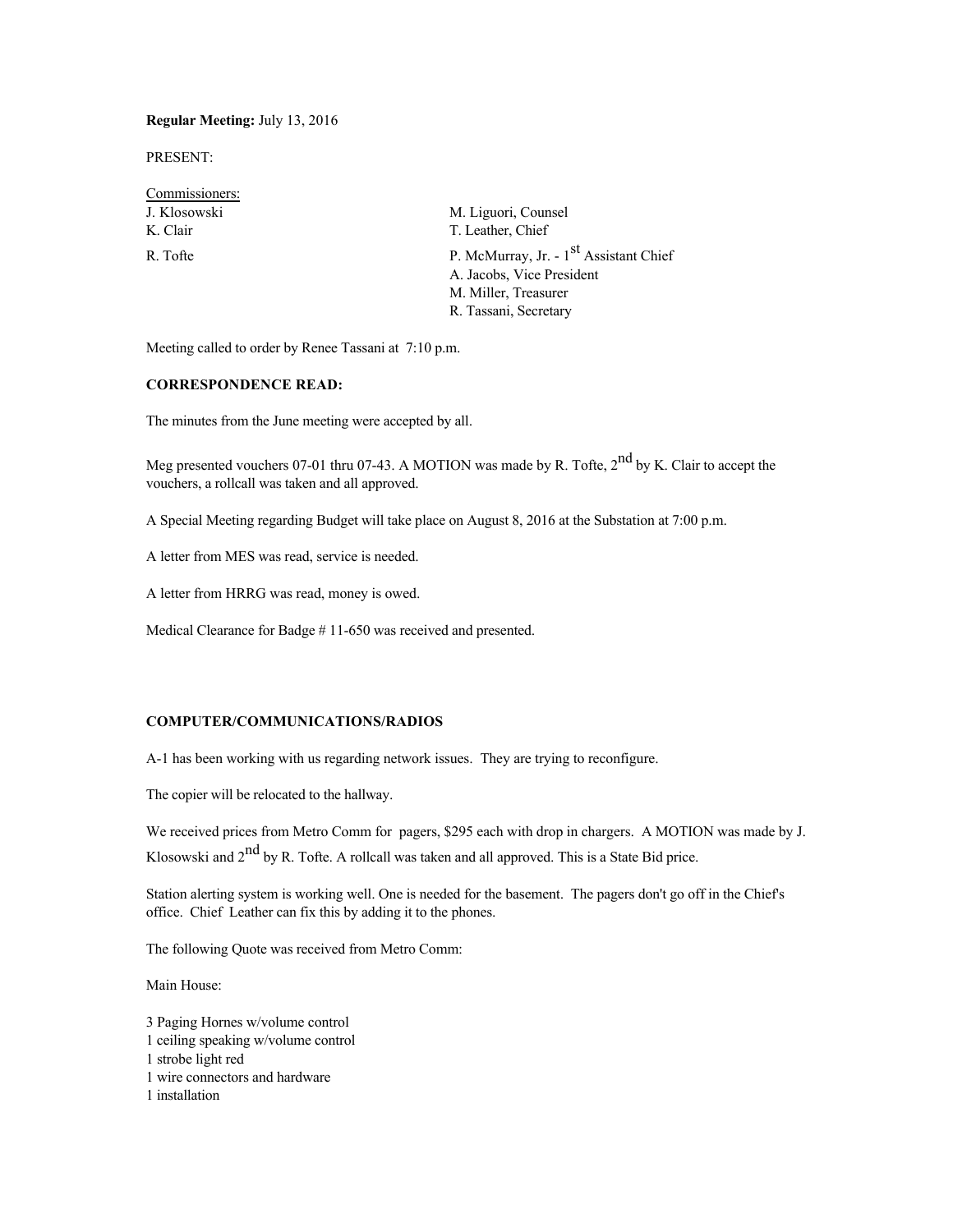**Regular Meeting:** July 13, 2016

PRESENT:

Commissioners:

J. Klosowski
K. Clair
R. Tofte

M. Liguori, Counsel
T. Leather, Chief
P. McMurray, Jr. - 1st Assistant Chief
A. Jacobs, Vice President
M. Miller, Treasurer
R. Tassani, Secretary

Meeting called to order by Renee Tassani at 7:10 p.m.

**CORRESPONDENCE READ:**

The minutes from the June meeting were accepted by all.

Meg presented vouchers 07-01 thru 07-43. A MOTION was made by R. Tofte, 2nd by K. Clair to accept the vouchers, a rollcall was taken and all approved.

A Special Meeting regarding Budget will take place on August 8, 2016 at the Substation at 7:00 p.m.

A letter from MES was read, service is needed.

A letter from HRRG was read, money is owed.

Medical Clearance for Badge # 11-650 was received and presented.

**COMPUTER/COMMUNICATIONS/RADIOS**

A-1 has been working with us regarding network issues. They are trying to reconfigure.

The copier will be relocated to the hallway.

We received prices from Metro Comm for pagers, $295 each with drop in chargers. A MOTION was made by J. Klosowski and 2nd by R. Tofte. A rollcall was taken and all approved. This is a State Bid price.

Station alerting system is working well. One is needed for the basement. The pagers don't go off in the Chief's office. Chief Leather can fix this by adding it to the phones.

The following Quote was received from Metro Comm:

Main House:

3 Paging Hornes w/volume control
1 ceiling speaking w/volume control
1 strobe light red
1 wire connectors and hardware
1 installation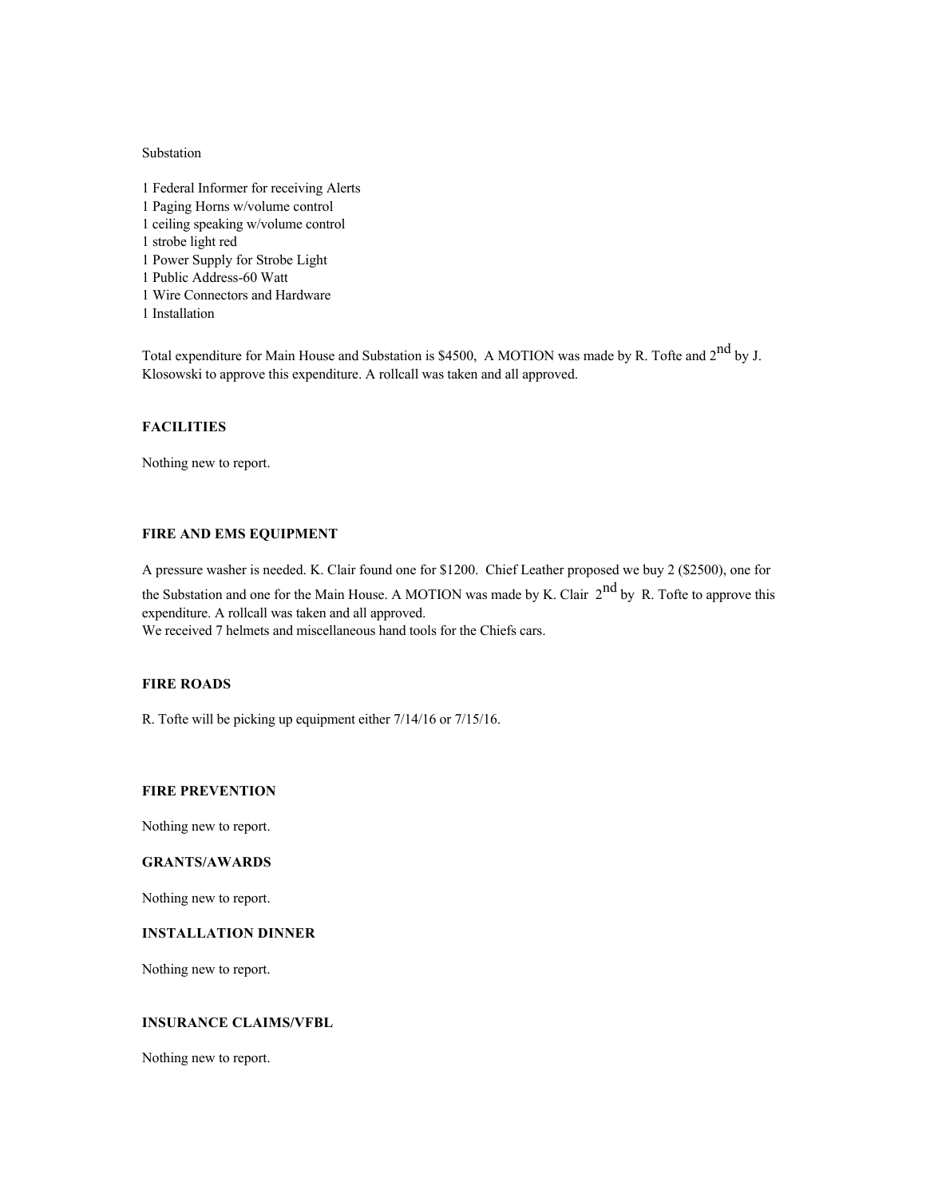Substation

1 Federal Informer for receiving Alerts
1 Paging Horns w/volume control
1 ceiling speaking w/volume control
1 strobe light red
1 Power Supply for Strobe Light
1 Public Address-60 Watt
1 Wire Connectors and Hardware
1 Installation

Total expenditure for Main House and Substation is $4500, A MOTION was made by R. Tofte and 2nd by J. Klosowski to approve this expenditure. A rollcall was taken and all approved.

**FACILITIES**

Nothing new to report.

**FIRE AND EMS EQUIPMENT**

A pressure washer is needed. K. Clair found one for $1200. Chief Leather proposed we buy 2 ($2500), one for the Substation and one for the Main House. A MOTION was made by K. Clair 2nd by R. Tofte to approve this expenditure. A rollcall was taken and all approved.
We received 7 helmets and miscellaneous hand tools for the Chiefs cars.

**FIRE ROADS**

R. Tofte will be picking up equipment either 7/14/16 or 7/15/16.

**FIRE PREVENTION**

Nothing new to report.

**GRANTS/AWARDS**

Nothing new to report.

**INSTALLATION DINNER**

Nothing new to report.

**INSURANCE CLAIMS/VFBL**

Nothing new to report.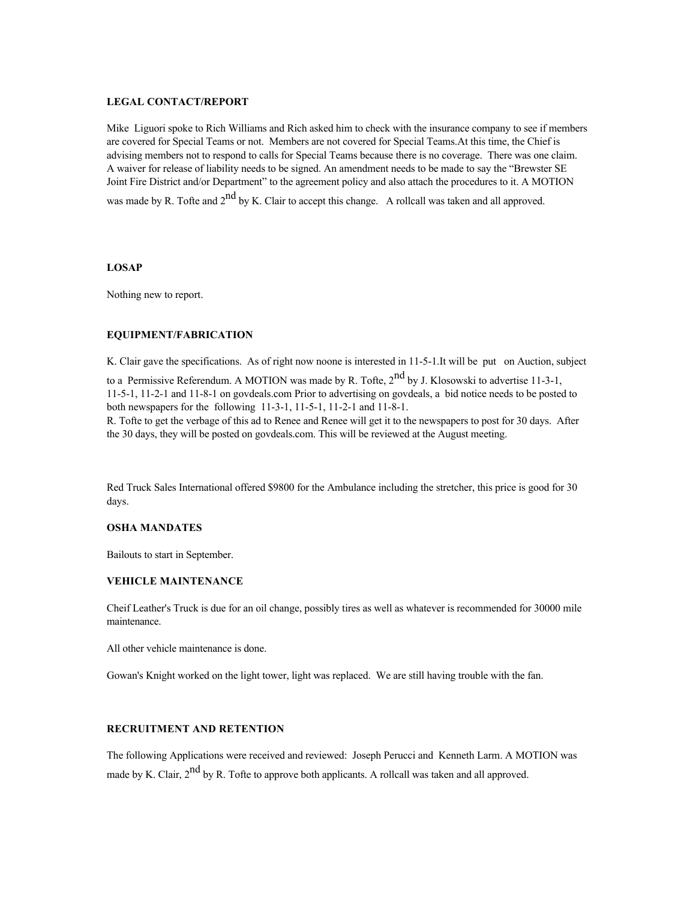**LEGAL CONTACT/REPORT**

Mike Liguori spoke to Rich Williams and Rich asked him to check with the insurance company to see if members are covered for Special Teams or not. Members are not covered for Special Teams.At this time, the Chief is advising members not to respond to calls for Special Teams because there is no coverage. There was one claim. A waiver for release of liability needs to be signed. An amendment needs to be made to say the "Brewster SE Joint Fire District and/or Department" to the agreement policy and also attach the procedures to it. A MOTION was made by R. Tofte and 2nd by K. Clair to accept this change. A rollcall was taken and all approved.

**LOSAP**

Nothing new to report.

**EQUIPMENT/FABRICATION**

K. Clair gave the specifications. As of right now noone is interested in 11-5-1.It will be put on Auction, subject to a Permissive Referendum. A MOTION was made by R. Tofte, 2nd by J. Klosowski to advertise 11-3-1, 11-5-1, 11-2-1 and 11-8-1 on govdeals.com Prior to advertising on govdeals, a bid notice needs to be posted to both newspapers for the following 11-3-1, 11-5-1, 11-2-1 and 11-8-1.
R. Tofte to get the verbage of this ad to Renee and Renee will get it to the newspapers to post for 30 days. After the 30 days, they will be posted on govdeals.com. This will be reviewed at the August meeting.

Red Truck Sales International offered $9800 for the Ambulance including the stretcher, this price is good for 30 days.

**OSHA MANDATES**

Bailouts to start in September.

**VEHICLE MAINTENANCE**

Cheif Leather's Truck is due for an oil change, possibly tires as well as whatever is recommended for 30000 mile maintenance.

All other vehicle maintenance is done.

Gowan's Knight worked on the light tower, light was replaced. We are still having trouble with the fan.

**RECRUITMENT AND RETENTION**

The following Applications were received and reviewed: Joseph Perucci and Kenneth Larm. A MOTION was made by K. Clair, 2nd by R. Tofte to approve both applicants. A rollcall was taken and all approved.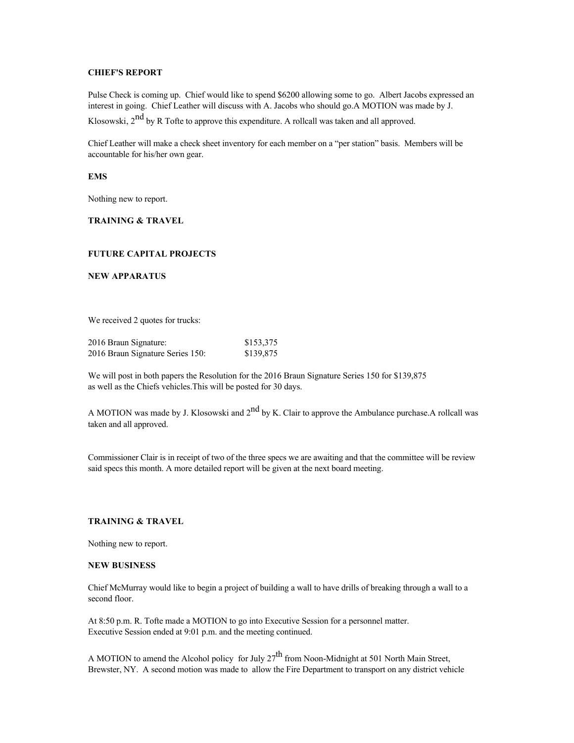**CHIEF'S REPORT**

Pulse Check is coming up. Chief would like to spend $6200 allowing some to go. Albert Jacobs expressed an interest in going. Chief Leather will discuss with A. Jacobs who should go.A MOTION was made by J. Klosowski, 2nd by R Tofte to approve this expenditure. A rollcall was taken and all approved.

Chief Leather will make a check sheet inventory for each member on a "per station" basis. Members will be accountable for his/her own gear.

**EMS**

Nothing new to report.

**TRAINING & TRAVEL**

**FUTURE CAPITAL PROJECTS**

**NEW APPARATUS**

We received 2 quotes for trucks:

| | |
|---|---|
| 2016 Braun Signature: | $153,375 |
| 2016 Braun Signature Series 150: | $139,875 |

We will post in both papers the Resolution for the 2016 Braun Signature Series 150 for $139,875 as well as the Chiefs vehicles.This will be posted for 30 days.

A MOTION was made by J. Klosowski and 2nd by K. Clair to approve the Ambulance purchase.A rollcall was taken and all approved.

Commissioner Clair is in receipt of two of the three specs we are awaiting and that the committee will be review said specs this month. A more detailed report will be given at the next board meeting.

**TRAINING & TRAVEL**

Nothing new to report.

**NEW BUSINESS**

Chief McMurray would like to begin a project of building a wall to have drills of breaking through a wall to a second floor.

At 8:50 p.m. R. Tofte made a MOTION to go into Executive Session for a personnel matter.
Executive Session ended at 9:01 p.m. and the meeting continued.

A MOTION to amend the Alcohol policy for July 27th from Noon-Midnight at 501 North Main Street, Brewster, NY. A second motion was made to allow the Fire Department to transport on any district vehicle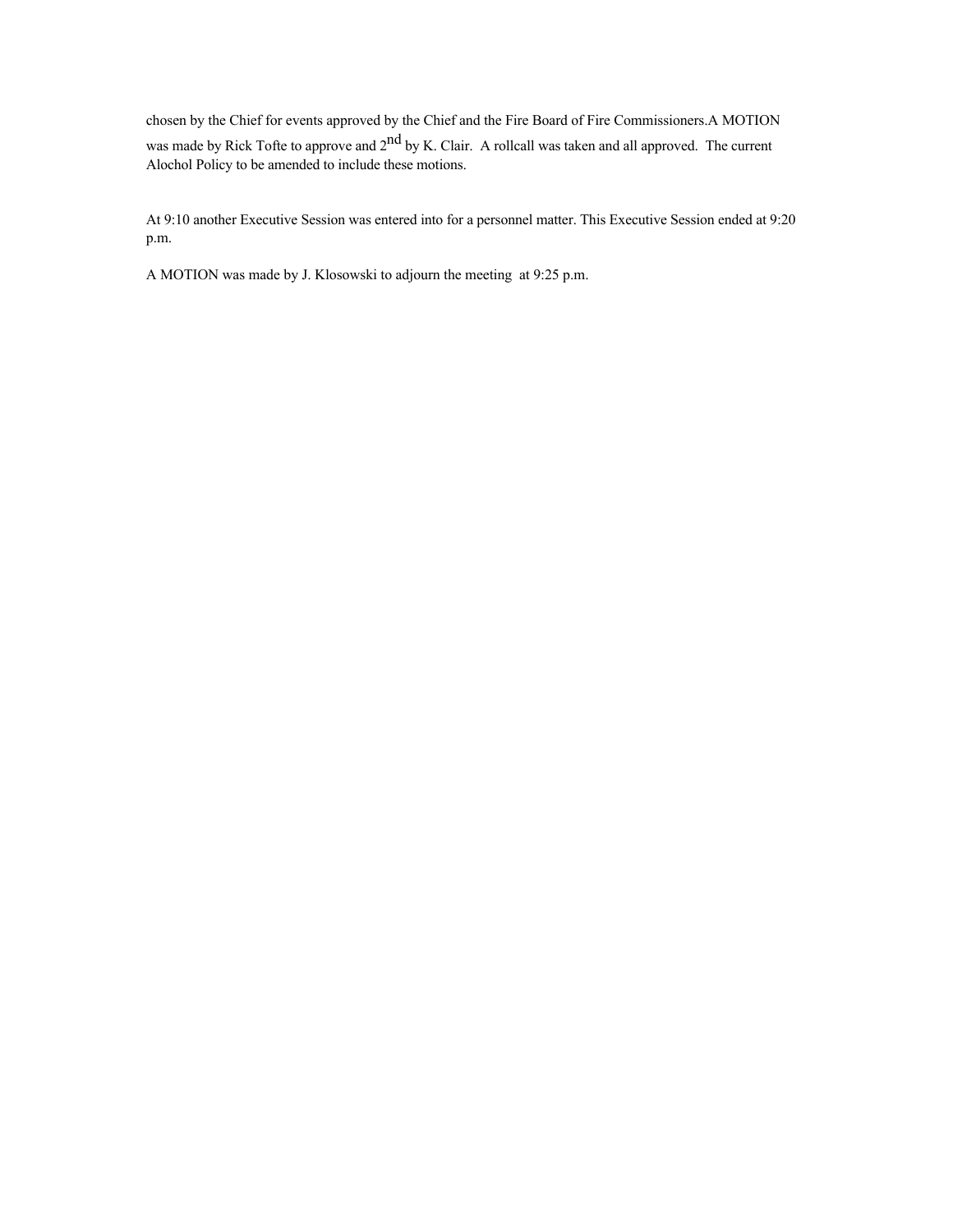chosen by the Chief for events approved by the Chief and the Fire Board of Fire Commissioners.A MOTION was made by Rick Tofte to approve and 2nd by K. Clair. A rollcall was taken and all approved. The current Alochol Policy to be amended to include these motions.

At 9:10 another Executive Session was entered into for a personnel matter. This Executive Session ended at 9:20 p.m.

A MOTION was made by J. Klosowski to adjourn the meeting at 9:25 p.m.